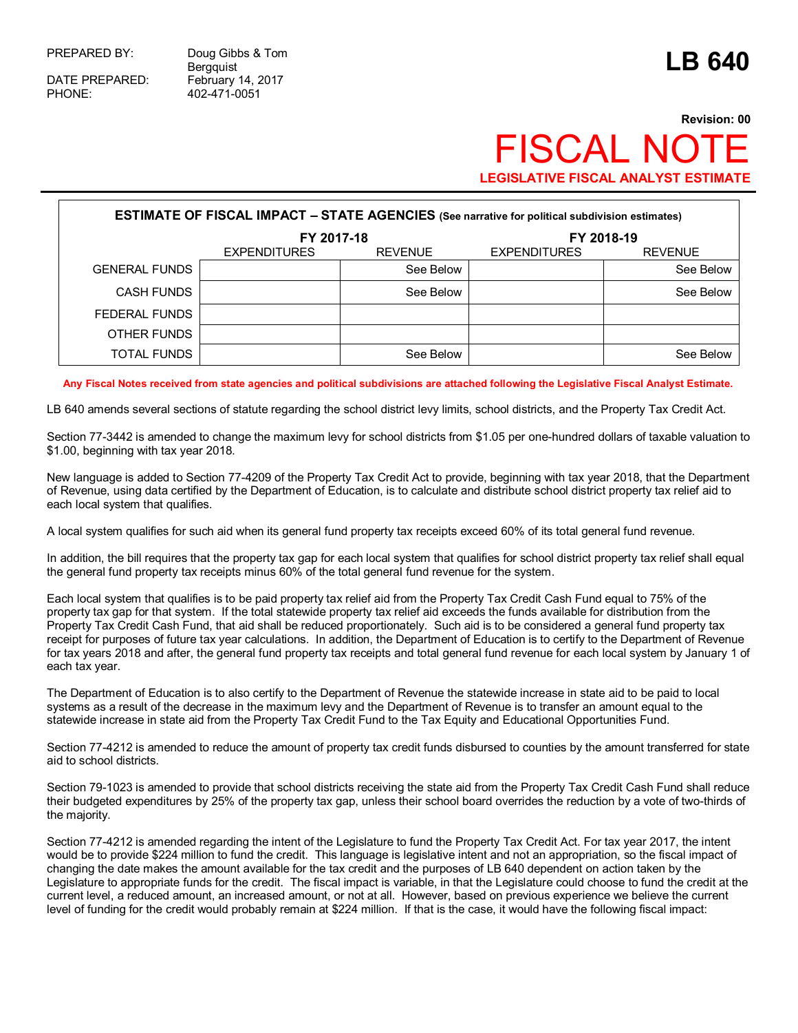PREPARED BY: Doug Gibbs & Tom Bergquist
DATE PREPARED: February 14, 2017
PHONE: 402-471-0051

# LB 640

**Revision: 00**

# FISCAL NOTE

**LEGISLATIVE FISCAL ANALYST ESTIMATE**

| **ESTIMATE OF FISCAL IMPACT – STATE AGENCIES** (See narrative for political subdivision estimates) | FY 2017-18 | | FY 2018-19 | |
|---|---|---|---|---|
| | EXPENDITURES | REVENUE | EXPENDITURES | REVENUE |
| GENERAL FUNDS | | See Below | | See Below |
| CASH FUNDS | | See Below | | See Below |
| FEDERAL FUNDS | | | | |
| OTHER FUNDS | | | | |
| TOTAL FUNDS | | See Below | | See Below |

**Any Fiscal Notes received from state agencies and political subdivisions are attached following the Legislative Fiscal Analyst Estimate.**

LB 640 amends several sections of statute regarding the school district levy limits, school districts, and the Property Tax Credit Act.

Section 77-3442 is amended to change the maximum levy for school districts from $1.05 per one-hundred dollars of taxable valuation to $1.00, beginning with tax year 2018.

New language is added to Section 77-4209 of the Property Tax Credit Act to provide, beginning with tax year 2018, that the Department of Revenue, using data certified by the Department of Education, is to calculate and distribute school district property tax relief aid to each local system that qualifies.

A local system qualifies for such aid when its general fund property tax receipts exceed 60% of its total general fund revenue.

In addition, the bill requires that the property tax gap for each local system that qualifies for school district property tax relief shall equal the general fund property tax receipts minus 60% of the total general fund revenue for the system.

Each local system that qualifies is to be paid property tax relief aid from the Property Tax Credit Cash Fund equal to 75% of the property tax gap for that system. If the total statewide property tax relief aid exceeds the funds available for distribution from the Property Tax Credit Cash Fund, that aid shall be reduced proportionately. Such aid is to be considered a general fund property tax receipt for purposes of future tax year calculations. In addition, the Department of Education is to certify to the Department of Revenue for tax years 2018 and after, the general fund property tax receipts and total general fund revenue for each local system by January 1 of each tax year.

The Department of Education is to also certify to the Department of Revenue the statewide increase in state aid to be paid to local systems as a result of the decrease in the maximum levy and the Department of Revenue is to transfer an amount equal to the statewide increase in state aid from the Property Tax Credit Fund to the Tax Equity and Educational Opportunities Fund.

Section 77-4212 is amended to reduce the amount of property tax credit funds disbursed to counties by the amount transferred for state aid to school districts.

Section 79-1023 is amended to provide that school districts receiving the state aid from the Property Tax Credit Cash Fund shall reduce their budgeted expenditures by 25% of the property tax gap, unless their school board overrides the reduction by a vote of two-thirds of the majority.

Section 77-4212 is amended regarding the intent of the Legislature to fund the Property Tax Credit Act. For tax year 2017, the intent would be to provide $224 million to fund the credit. This language is legislative intent and not an appropriation, so the fiscal impact of changing the date makes the amount available for the tax credit and the purposes of LB 640 dependent on action taken by the Legislature to appropriate funds for the credit. The fiscal impact is variable, in that the Legislature could choose to fund the credit at the current level, a reduced amount, an increased amount, or not at all. However, based on previous experience we believe the current level of funding for the credit would probably remain at $224 million. If that is the case, it would have the following fiscal impact: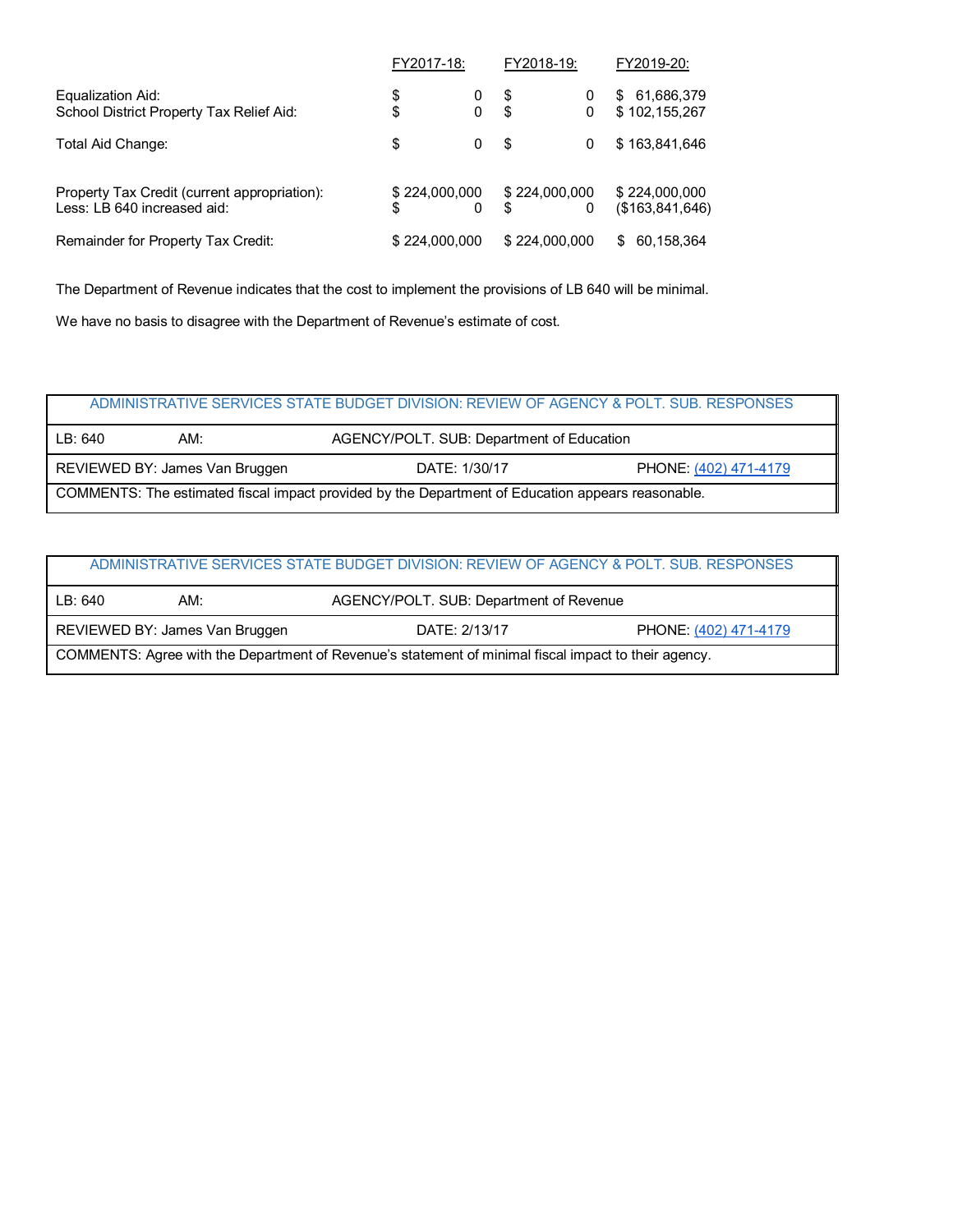| | FY2017-18: | FY2018-19: | FY2019-20: |
|---|---|---|---|
| Equalization Aid: | $ 0 | $ 0 | $ 61,686,379 |
| School District Property Tax Relief Aid: | $ 0 | $ 0 | $ 102,155,267 |
| Total Aid Change: | $ 0 | $ 0 | $ 163,841,646 |
| Property Tax Credit (current appropriation): | $ 224,000,000 | $ 224,000,000 | $ 224,000,000 |
| Less: LB 640 increased aid: | $ 0 | $ 0 | ($163,841,646) |
| Remainder for Property Tax Credit: | $ 224,000,000 | $ 224,000,000 | $ 60,158,364 |

The Department of Revenue indicates that the cost to implement the provisions of LB 640 will be minimal.

We have no basis to disagree with the Department of Revenue's estimate of cost.

| ADMINISTRATIVE SERVICES STATE BUDGET DIVISION: REVIEW OF AGENCY & POLT. SUB. RESPONSES | | |
|---|---|---|
| LB: 640 AM: | AGENCY/POLT. SUB: Department of Education | |
| REVIEWED BY: James Van Bruggen | DATE: 1/30/17 | PHONE: (402) 471-4179 |
| COMMENTS: The estimated fiscal impact provided by the Department of Education appears reasonable. | | |

| ADMINISTRATIVE SERVICES STATE BUDGET DIVISION: REVIEW OF AGENCY & POLT. SUB. RESPONSES | | |
|---|---|---|
| LB: 640 AM: | AGENCY/POLT. SUB: Department of Revenue | |
| REVIEWED BY: James Van Bruggen | DATE: 2/13/17 | PHONE: (402) 471-4179 |
| COMMENTS: Agree with the Department of Revenue's statement of minimal fiscal impact to their agency. | | |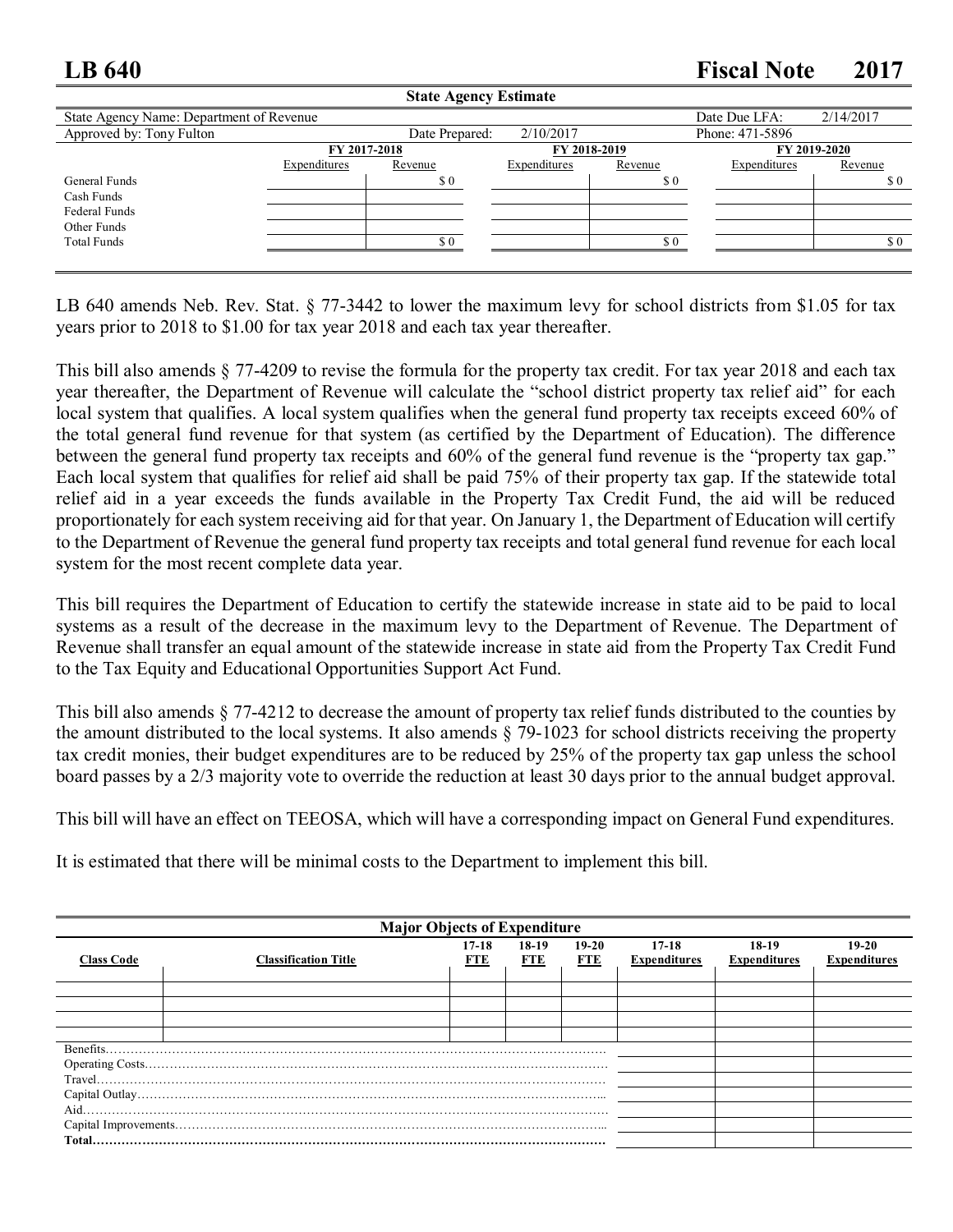# LB 640 Fiscal Note 2017

**State Agency Estimate**

| State Agency Name: Department of Revenue | | | | Date Due LFA: | 2/14/2017 |
|---|---|---|---|---|---|
| Approved by: Tony Fulton | | Date Prepared: | 2/10/2017 | Phone: 471-5896 | |

| | FY 2017-2018 | | FY 2018-2019 | | FY 2019-2020 | |
|---|---|---|---|---|---|---|
| | Expenditures | Revenue | Expenditures | Revenue | Expenditures | Revenue |
| General Funds | | $ 0 | | $ 0 | | $ 0 |
| Cash Funds | | | | | | |
| Federal Funds | | | | | | |
| Other Funds | | | | | | |
| Total Funds | | $ 0 | | $ 0 | | $ 0 |

LB 640 amends Neb. Rev. Stat. § 77-3442 to lower the maximum levy for school districts from $1.05 for tax years prior to 2018 to $1.00 for tax year 2018 and each tax year thereafter.

This bill also amends § 77-4209 to revise the formula for the property tax credit. For tax year 2018 and each tax year thereafter, the Department of Revenue will calculate the "school district property tax relief aid" for each local system that qualifies. A local system qualifies when the general fund property tax receipts exceed 60% of the total general fund revenue for that system (as certified by the Department of Education). The difference between the general fund property tax receipts and 60% of the general fund revenue is the "property tax gap." Each local system that qualifies for relief aid shall be paid 75% of their property tax gap. If the statewide total relief aid in a year exceeds the funds available in the Property Tax Credit Fund, the aid will be reduced proportionately for each system receiving aid for that year. On January 1, the Department of Education will certify to the Department of Revenue the general fund property tax receipts and total general fund revenue for each local system for the most recent complete data year.

This bill requires the Department of Education to certify the statewide increase in state aid to be paid to local systems as a result of the decrease in the maximum levy to the Department of Revenue. The Department of Revenue shall transfer an equal amount of the statewide increase in state aid from the Property Tax Credit Fund to the Tax Equity and Educational Opportunities Support Act Fund.

This bill also amends § 77-4212 to decrease the amount of property tax relief funds distributed to the counties by the amount distributed to the local systems. It also amends § 79-1023 for school districts receiving the property tax credit monies, their budget expenditures are to be reduced by 25% of the property tax gap unless the school board passes by a 2/3 majority vote to override the reduction at least 30 days prior to the annual budget approval.

This bill will have an effect on TEEOSA, which will have a corresponding impact on General Fund expenditures.

It is estimated that there will be minimal costs to the Department to implement this bill.

**Major Objects of Expenditure**

| Class Code | Classification Title | 17-18 FTE | 18-19 FTE | 19-20 FTE | 17-18 Expenditures | 18-19 Expenditures | 19-20 Expenditures |
|---|---|---|---|---|---|---|---|
| | | | | | | | |
| | | | | | | | |
| | | | | | | | |
| | | | | | | | |
| Benefits | | | | | | | |
| Operating Costs | | | | | | | |
| Travel | | | | | | | |
| Capital Outlay | | | | | | | |
| Aid | | | | | | | |
| Capital Improvements | | | | | | | |
| **Total** | | | | | | | |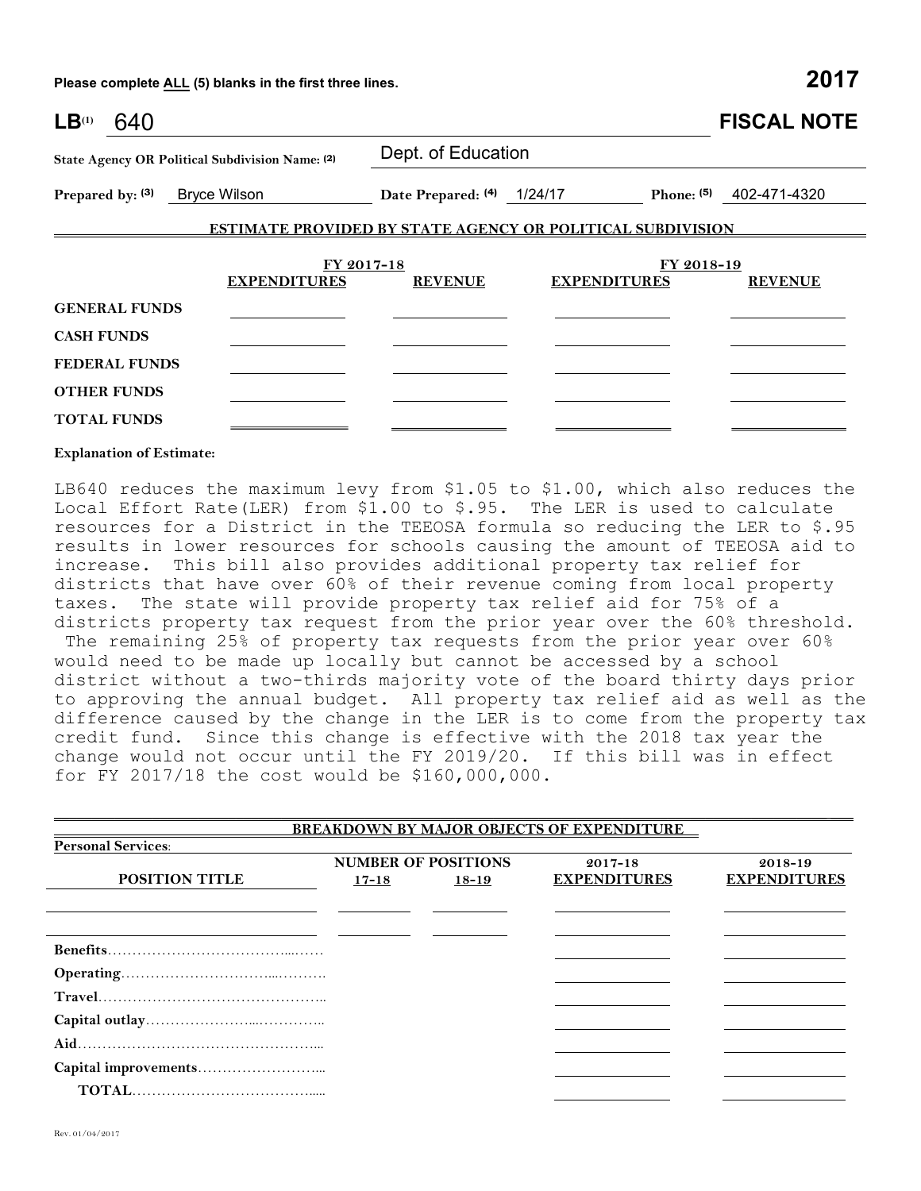**Please complete ALL (5) blanks in the first three lines.** **2017**

# LB[(1)] 640 FISCAL NOTE

**State Agency OR Political Subdivision Name: (2)** Dept. of Education

**Prepared by: (3)** Bryce Wilson **Date Prepared: (4)** 1/24/17 **Phone: (5)** 402-471-4320

## ESTIMATE PROVIDED BY STATE AGENCY OR POLITICAL SUBDIVISION

| | FY 2017-18 | | FY 2018-19 | |
|---|---|---|---|---|
| | **EXPENDITURES** | **REVENUE** | **EXPENDITURES** | **REVENUE** |
| **GENERAL FUNDS** | | | | |
| **CASH FUNDS** | | | | |
| **FEDERAL FUNDS** | | | | |
| **OTHER FUNDS** | | | | |
| **TOTAL FUNDS** | | | | |

**Explanation of Estimate:**

LB640 reduces the maximum levy from $1.05 to $1.00, which also reduces the Local Effort Rate(LER) from $1.00 to $.95. The LER is used to calculate resources for a District in the TEEOSA formula so reducing the LER to $.95 results in lower resources for schools causing the amount of TEEOSA aid to increase. This bill also provides additional property tax relief for districts that have over 60% of their revenue coming from local property taxes. The state will provide property tax relief aid for 75% of a districts property tax request from the prior year over the 60% threshold. The remaining 25% of property tax requests from the prior year over 60% would need to be made up locally but cannot be accessed by a school district without a two-thirds majority vote of the board thirty days prior to approving the annual budget. All property tax relief aid as well as the difference caused by the change in the LER is to come from the property tax credit fund. Since this change is effective with the 2018 tax year the change would not occur until the FY 2019/20. If this bill was in effect for FY 2017/18 the cost would be $160,000,000.

## BREAKDOWN BY MAJOR OBJECTS OF EXPENDITURE

**Personal Services:**

| POSITION TITLE | NUMBER OF POSITIONS 17-18 | NUMBER OF POSITIONS 18-19 | 2017-18 EXPENDITURES | 2018-19 EXPENDITURES |
|---|---|---|---|---|
| | | | | |
| | | | | |
| **Benefits** | | | | |
| **Operating** | | | | |
| **Travel** | | | | |
| **Capital outlay** | | | | |
| **Aid** | | | | |
| **Capital improvements** | | | | |
| **TOTAL** | | | | |

Rev. 01/04/2017